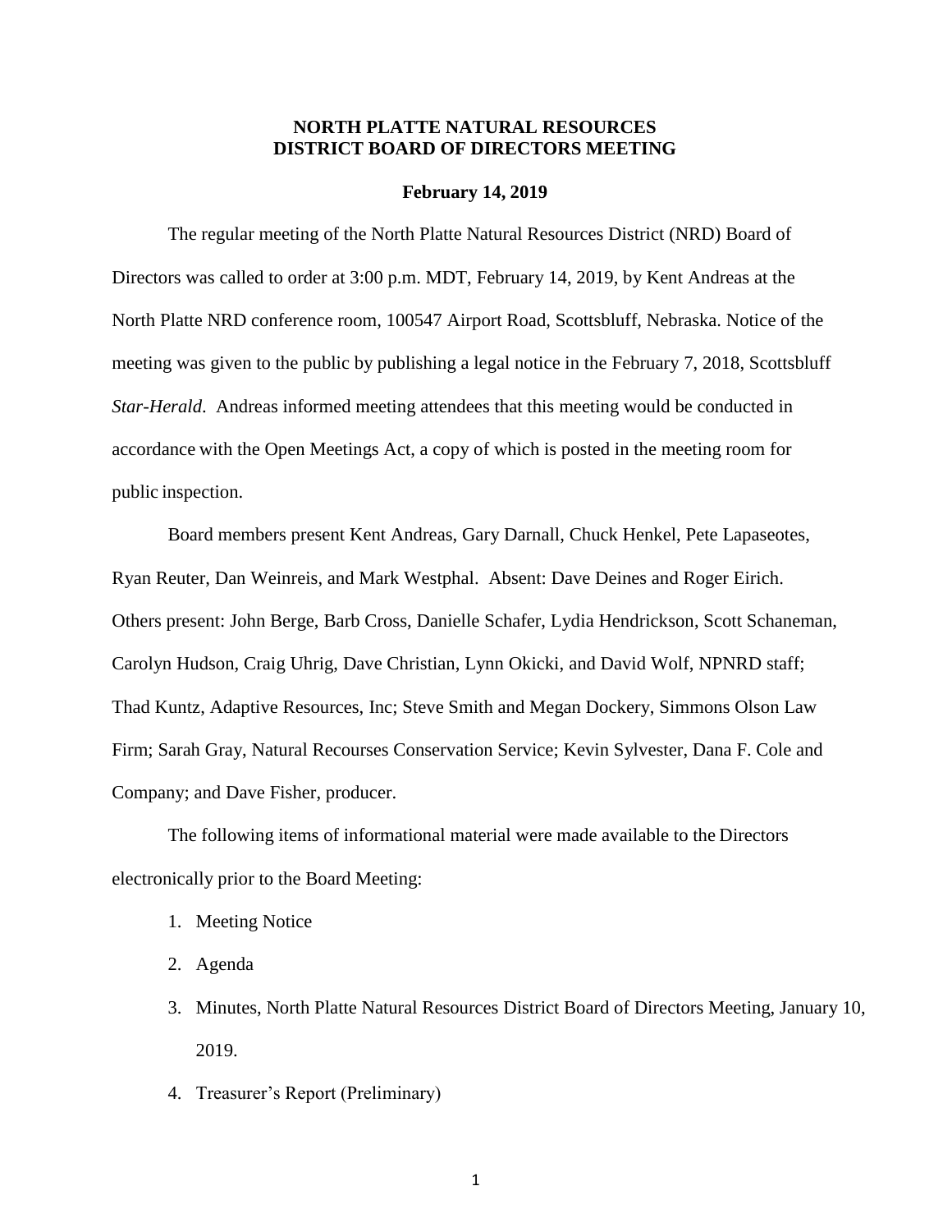# NORTH PLATTE NATURAL RESOURCES DISTRICT BOARD OF DIRECTORS MEETING

**February 14, 2019**

The regular meeting of the North Platte Natural Resources District (NRD) Board of Directors was called to order at 3:00 p.m. MDT, February 14, 2019, by Kent Andreas at the North Platte NRD conference room, 100547 Airport Road, Scottsbluff, Nebraska. Notice of the meeting was given to the public by publishing a legal notice in the February 7, 2018, Scottsbluff *Star-Herald*. Andreas informed meeting attendees that this meeting would be conducted in accordance with the Open Meetings Act, a copy of which is posted in the meeting room for public inspection.

Board members present Kent Andreas, Gary Darnall, Chuck Henkel, Pete Lapaseotes, Ryan Reuter, Dan Weinreis, and Mark Westphal. Absent: Dave Deines and Roger Eirich. Others present: John Berge, Barb Cross, Danielle Schafer, Lydia Hendrickson, Scott Schaneman, Carolyn Hudson, Craig Uhrig, Dave Christian, Lynn Okicki, and David Wolf, NPNRD staff; Thad Kuntz, Adaptive Resources, Inc; Steve Smith and Megan Dockery, Simmons Olson Law Firm; Sarah Gray, Natural Recourses Conservation Service; Kevin Sylvester, Dana F. Cole and Company; and Dave Fisher, producer.

The following items of informational material were made available to the Directors electronically prior to the Board Meeting:

1. Meeting Notice
2. Agenda
3. Minutes, North Platte Natural Resources District Board of Directors Meeting, January 10, 2019.
4. Treasurer's Report (Preliminary)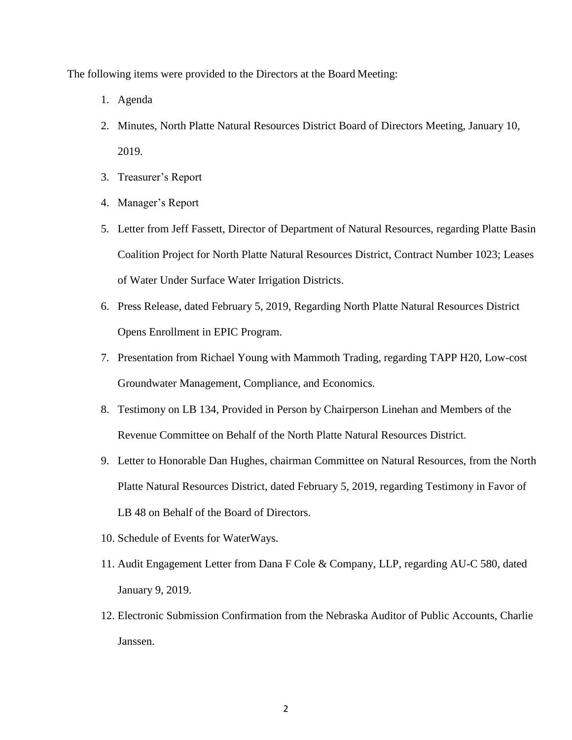The following items were provided to the Directors at the Board Meeting:

1. Agenda
2. Minutes, North Platte Natural Resources District Board of Directors Meeting, January 10, 2019.
3. Treasurer's Report
4. Manager's Report
5. Letter from Jeff Fassett, Director of Department of Natural Resources, regarding Platte Basin Coalition Project for North Platte Natural Resources District, Contract Number 1023; Leases of Water Under Surface Water Irrigation Districts.
6. Press Release, dated February 5, 2019, Regarding North Platte Natural Resources District Opens Enrollment in EPIC Program.
7. Presentation from Richael Young with Mammoth Trading, regarding TAPP H20, Low-cost Groundwater Management, Compliance, and Economics.
8. Testimony on LB 134, Provided in Person by Chairperson Linehan and Members of the Revenue Committee on Behalf of the North Platte Natural Resources District.
9. Letter to Honorable Dan Hughes, chairman Committee on Natural Resources, from the North Platte Natural Resources District, dated February 5, 2019, regarding Testimony in Favor of LB 48 on Behalf of the Board of Directors.
10. Schedule of Events for WaterWays.
11. Audit Engagement Letter from Dana F Cole & Company, LLP, regarding AU-C 580, dated January 9, 2019.
12. Electronic Submission Confirmation from the Nebraska Auditor of Public Accounts, Charlie Janssen.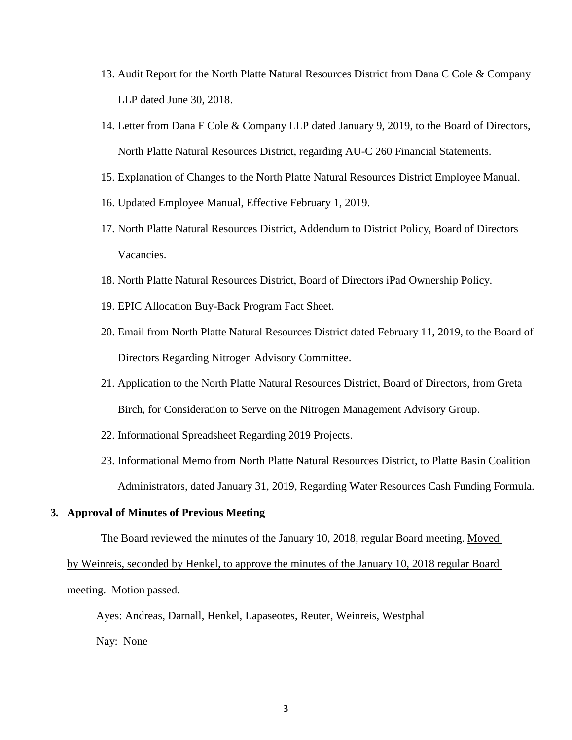13. Audit Report for the North Platte Natural Resources District from Dana C Cole & Company LLP dated June 30, 2018.
14. Letter from Dana F Cole & Company LLP dated January 9, 2019, to the Board of Directors, North Platte Natural Resources District, regarding AU-C 260 Financial Statements.
15. Explanation of Changes to the North Platte Natural Resources District Employee Manual.
16. Updated Employee Manual, Effective February 1, 2019.
17. North Platte Natural Resources District, Addendum to District Policy, Board of Directors Vacancies.
18. North Platte Natural Resources District, Board of Directors iPad Ownership Policy.
19. EPIC Allocation Buy-Back Program Fact Sheet.
20. Email from North Platte Natural Resources District dated February 11, 2019, to the Board of Directors Regarding Nitrogen Advisory Committee.
21. Application to the North Platte Natural Resources District, Board of Directors, from Greta Birch, for Consideration to Serve on the Nitrogen Management Advisory Group.
22. Informational Spreadsheet Regarding 2019 Projects.
23. Informational Memo from North Platte Natural Resources District, to Platte Basin Coalition Administrators, dated January 31, 2019, Regarding Water Resources Cash Funding Formula.

**3. Approval of Minutes of Previous Meeting**

The Board reviewed the minutes of the January 10, 2018, regular Board meeting. <u>Moved by Weinreis, seconded by Henkel, to approve the minutes of the January 10, 2018 regular Board meeting. Motion passed.</u>

Ayes: Andreas, Darnall, Henkel, Lapaseotes, Reuter, Weinreis, Westphal

Nay: None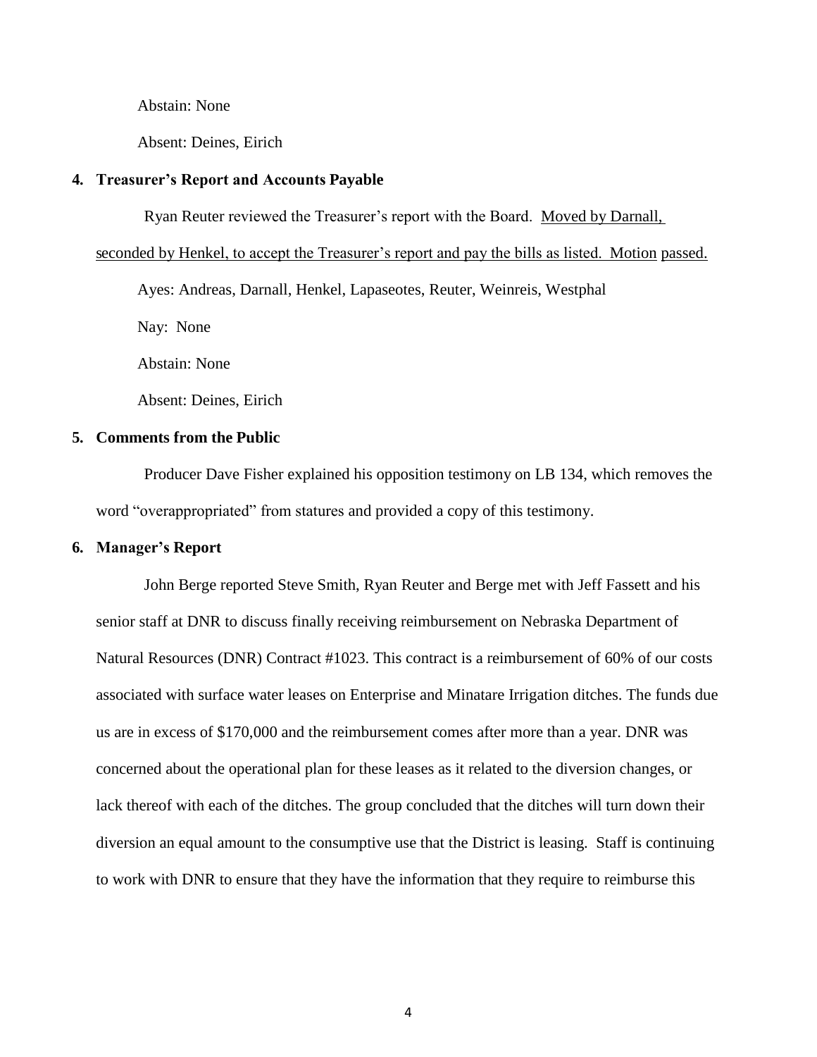Abstain: None

Absent: Deines, Eirich

**4. Treasurer's Report and Accounts Payable**

Ryan Reuter reviewed the Treasurer's report with the Board. Moved by Darnall, seconded by Henkel, to accept the Treasurer's report and pay the bills as listed. Motion passed.

Ayes: Andreas, Darnall, Henkel, Lapaseotes, Reuter, Weinreis, Westphal

Nay: None

Abstain: None

Absent: Deines, Eirich

**5. Comments from the Public**

Producer Dave Fisher explained his opposition testimony on LB 134, which removes the word "overappropriated" from statures and provided a copy of this testimony.

**6. Manager's Report**

John Berge reported Steve Smith, Ryan Reuter and Berge met with Jeff Fassett and his senior staff at DNR to discuss finally receiving reimbursement on Nebraska Department of Natural Resources (DNR) Contract #1023. This contract is a reimbursement of 60% of our costs associated with surface water leases on Enterprise and Minatare Irrigation ditches. The funds due us are in excess of $170,000 and the reimbursement comes after more than a year. DNR was concerned about the operational plan for these leases as it related to the diversion changes, or lack thereof with each of the ditches. The group concluded that the ditches will turn down their diversion an equal amount to the consumptive use that the District is leasing. Staff is continuing to work with DNR to ensure that they have the information that they require to reimburse this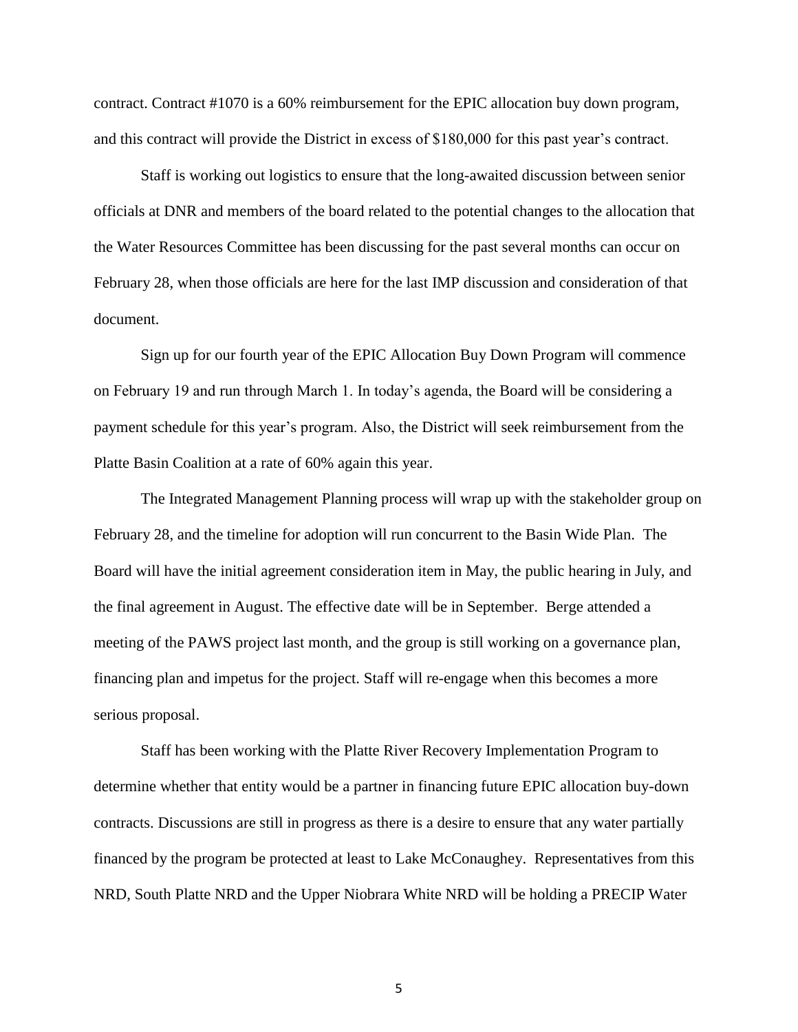contract. Contract #1070 is a 60% reimbursement for the EPIC allocation buy down program, and this contract will provide the District in excess of $180,000 for this past year's contract.

Staff is working out logistics to ensure that the long-awaited discussion between senior officials at DNR and members of the board related to the potential changes to the allocation that the Water Resources Committee has been discussing for the past several months can occur on February 28, when those officials are here for the last IMP discussion and consideration of that document.

Sign up for our fourth year of the EPIC Allocation Buy Down Program will commence on February 19 and run through March 1. In today's agenda, the Board will be considering a payment schedule for this year's program. Also, the District will seek reimbursement from the Platte Basin Coalition at a rate of 60% again this year.

The Integrated Management Planning process will wrap up with the stakeholder group on February 28, and the timeline for adoption will run concurrent to the Basin Wide Plan. The Board will have the initial agreement consideration item in May, the public hearing in July, and the final agreement in August. The effective date will be in September. Berge attended a meeting of the PAWS project last month, and the group is still working on a governance plan, financing plan and impetus for the project. Staff will re-engage when this becomes a more serious proposal.

Staff has been working with the Platte River Recovery Implementation Program to determine whether that entity would be a partner in financing future EPIC allocation buy-down contracts. Discussions are still in progress as there is a desire to ensure that any water partially financed by the program be protected at least to Lake McConaughey. Representatives from this NRD, South Platte NRD and the Upper Niobrara White NRD will be holding a PRECIP Water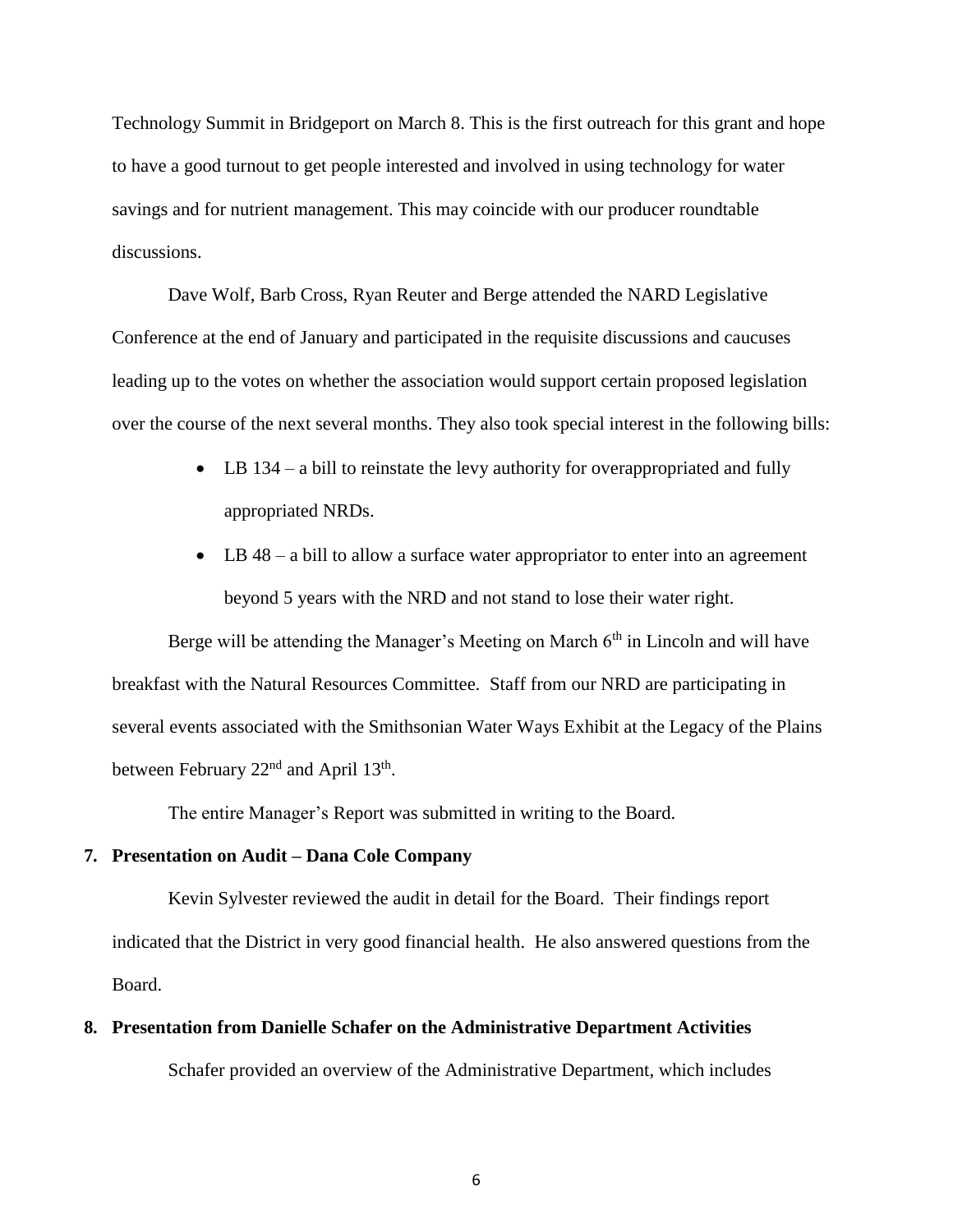Technology Summit in Bridgeport on March 8. This is the first outreach for this grant and hope to have a good turnout to get people interested and involved in using technology for water savings and for nutrient management. This may coincide with our producer roundtable discussions.

Dave Wolf, Barb Cross, Ryan Reuter and Berge attended the NARD Legislative Conference at the end of January and participated in the requisite discussions and caucuses leading up to the votes on whether the association would support certain proposed legislation over the course of the next several months. They also took special interest in the following bills:

- LB 134 – a bill to reinstate the levy authority for overappropriated and fully appropriated NRDs.
- LB 48 – a bill to allow a surface water appropriator to enter into an agreement beyond 5 years with the NRD and not stand to lose their water right.

Berge will be attending the Manager's Meeting on March 6th in Lincoln and will have breakfast with the Natural Resources Committee. Staff from our NRD are participating in several events associated with the Smithsonian Water Ways Exhibit at the Legacy of the Plains between February 22nd and April 13th.

The entire Manager's Report was submitted in writing to the Board.

**7. Presentation on Audit – Dana Cole Company**

Kevin Sylvester reviewed the audit in detail for the Board. Their findings report indicated that the District in very good financial health. He also answered questions from the Board.

**8. Presentation from Danielle Schafer on the Administrative Department Activities**

Schafer provided an overview of the Administrative Department, which includes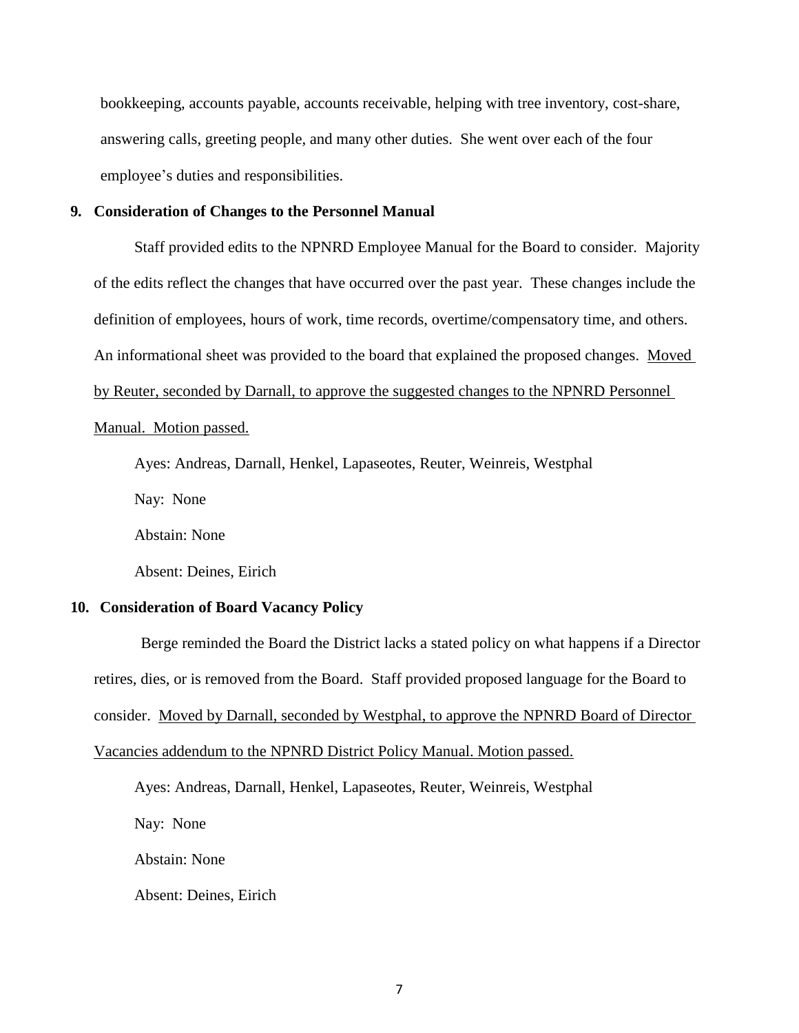bookkeeping, accounts payable, accounts receivable, helping with tree inventory, cost-share, answering calls, greeting people, and many other duties. She went over each of the four employee's duties and responsibilities.

**9. Consideration of Changes to the Personnel Manual**

Staff provided edits to the NPNRD Employee Manual for the Board to consider. Majority of the edits reflect the changes that have occurred over the past year. These changes include the definition of employees, hours of work, time records, overtime/compensatory time, and others. An informational sheet was provided to the board that explained the proposed changes. <u>Moved by Reuter, seconded by Darnall, to approve the suggested changes to the NPNRD Personnel Manual. Motion passed.</u>

Ayes: Andreas, Darnall, Henkel, Lapaseotes, Reuter, Weinreis, Westphal

Nay: None

Abstain: None

Absent: Deines, Eirich

**10. Consideration of Board Vacancy Policy**

Berge reminded the Board the District lacks a stated policy on what happens if a Director retires, dies, or is removed from the Board. Staff provided proposed language for the Board to consider. <u>Moved by Darnall, seconded by Westphal, to approve the NPNRD Board of Director Vacancies addendum to the NPNRD District Policy Manual. Motion passed.</u>

Ayes: Andreas, Darnall, Henkel, Lapaseotes, Reuter, Weinreis, Westphal

Nay: None

Abstain: None

Absent: Deines, Eirich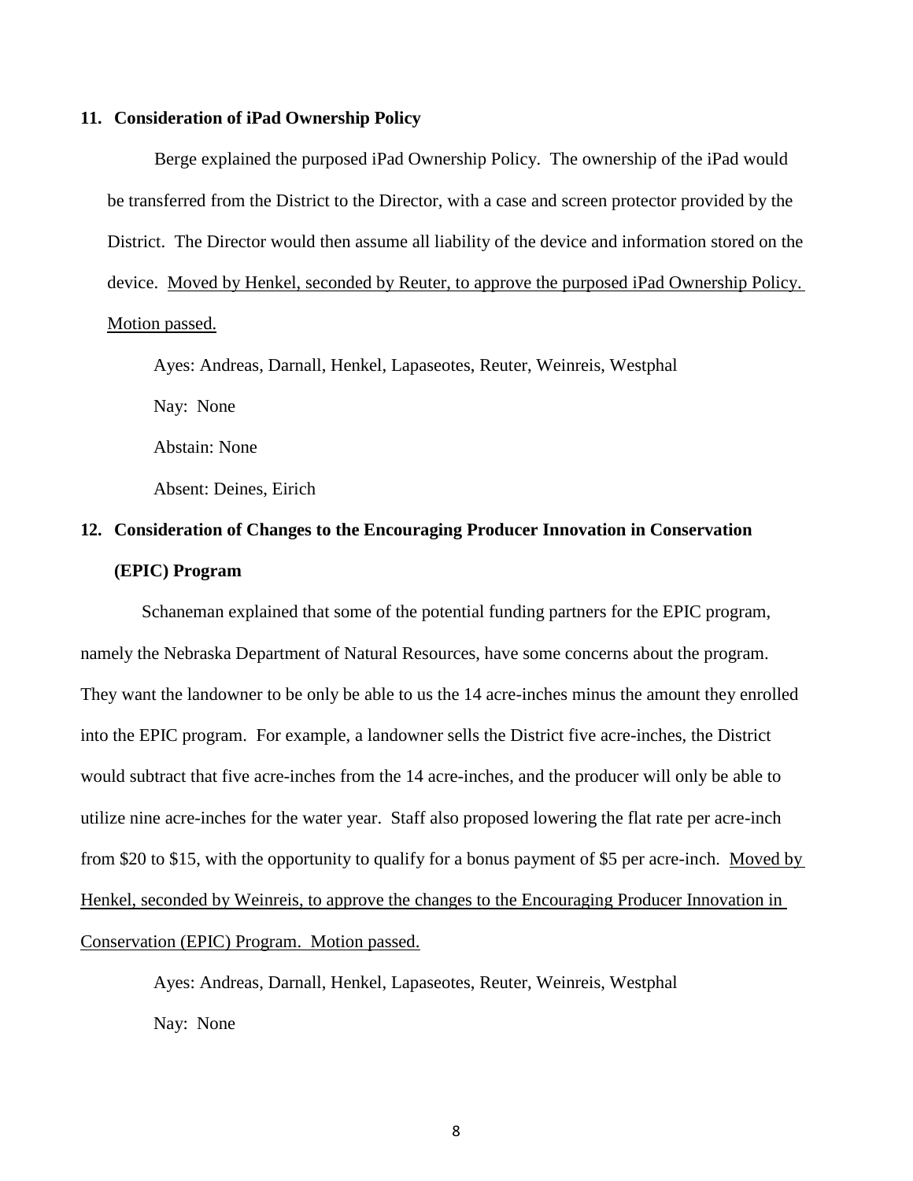**11. Consideration of iPad Ownership Policy**

Berge explained the purposed iPad Ownership Policy. The ownership of the iPad would be transferred from the District to the Director, with a case and screen protector provided by the District. The Director would then assume all liability of the device and information stored on the device. Moved by Henkel, seconded by Reuter, to approve the purposed iPad Ownership Policy. Motion passed.

Ayes: Andreas, Darnall, Henkel, Lapaseotes, Reuter, Weinreis, Westphal

Nay: None

Abstain: None

Absent: Deines, Eirich

**12. Consideration of Changes to the Encouraging Producer Innovation in Conservation (EPIC) Program**

Schaneman explained that some of the potential funding partners for the EPIC program, namely the Nebraska Department of Natural Resources, have some concerns about the program. They want the landowner to be only be able to us the 14 acre-inches minus the amount they enrolled into the EPIC program. For example, a landowner sells the District five acre-inches, the District would subtract that five acre-inches from the 14 acre-inches, and the producer will only be able to utilize nine acre-inches for the water year. Staff also proposed lowering the flat rate per acre-inch from $20 to $15, with the opportunity to qualify for a bonus payment of $5 per acre-inch. Moved by Henkel, seconded by Weinreis, to approve the changes to the Encouraging Producer Innovation in Conservation (EPIC) Program. Motion passed.

Ayes: Andreas, Darnall, Henkel, Lapaseotes, Reuter, Weinreis, Westphal

Nay: None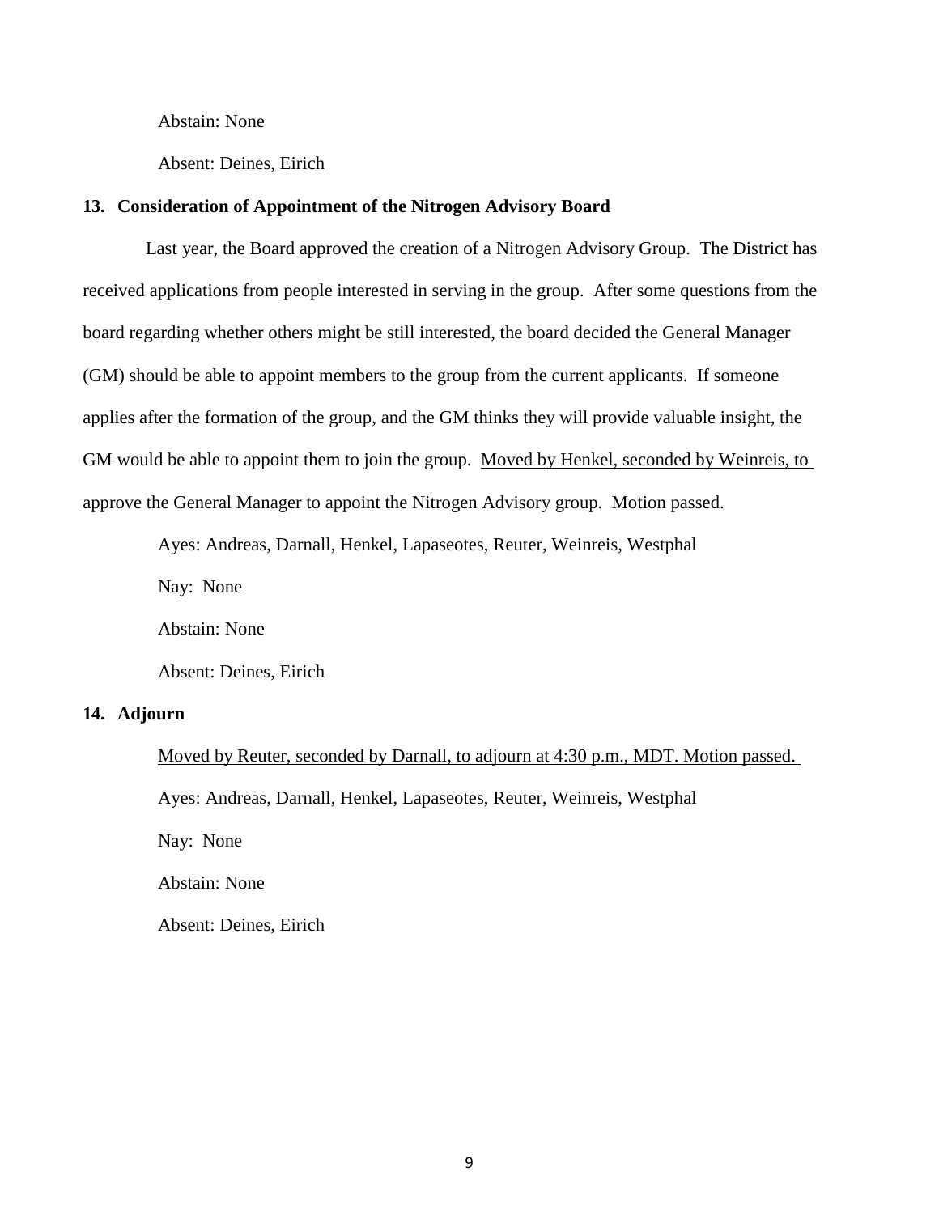Abstain: None

Absent: Deines, Eirich

**13. Consideration of Appointment of the Nitrogen Advisory Board**

Last year, the Board approved the creation of a Nitrogen Advisory Group. The District has received applications from people interested in serving in the group. After some questions from the board regarding whether others might be still interested, the board decided the General Manager (GM) should be able to appoint members to the group from the current applicants. If someone applies after the formation of the group, and the GM thinks they will provide valuable insight, the GM would be able to appoint them to join the group. <u>Moved by Henkel, seconded by Weinreis, to approve the General Manager to appoint the Nitrogen Advisory group. Motion passed.</u>

Ayes: Andreas, Darnall, Henkel, Lapaseotes, Reuter, Weinreis, Westphal

Nay: None

Abstain: None

Absent: Deines, Eirich

**14. Adjourn**

<u>Moved by Reuter, seconded by Darnall, to adjourn at 4:30 p.m., MDT. Motion passed.</u>

Ayes: Andreas, Darnall, Henkel, Lapaseotes, Reuter, Weinreis, Westphal

Nay: None

Abstain: None

Absent: Deines, Eirich